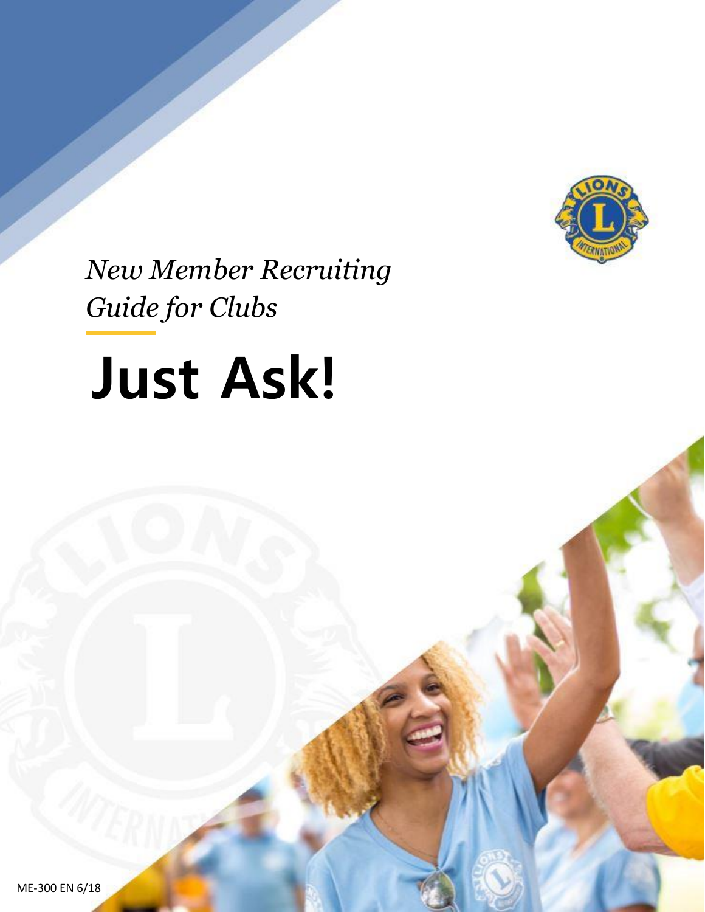*New Member Recruiting Guide for Clubs*

# Just Ask!

ME-300 EN 6/18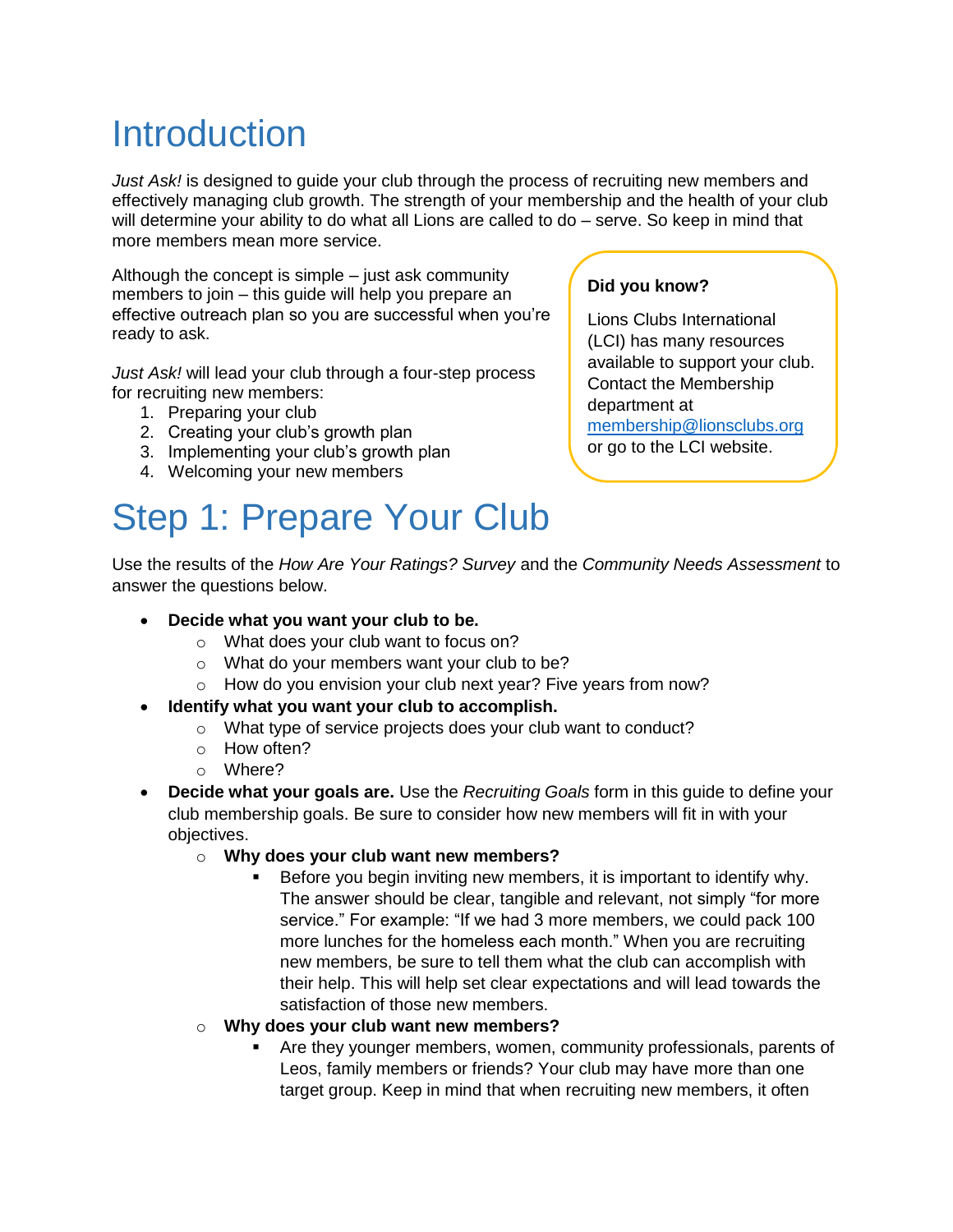# Introduction

*Just Ask!* is designed to guide your club through the process of recruiting new members and effectively managing club growth. The strength of your membership and the health of your club will determine your ability to do what all Lions are called to do – serve. So keep in mind that more members mean more service.

Although the concept is simple – just ask community members to join – this guide will help you prepare an effective outreach plan so you are successful when you're ready to ask.

*Just Ask!* will lead your club through a four-step process for recruiting new members:

1. Preparing your club
2. Creating your club's growth plan
3. Implementing your club's growth plan
4. Welcoming your new members

**Did you know?**

Lions Clubs International (LCI) has many resources available to support your club. Contact the Membership department at membership@lionsclubs.org or go to the LCI website.

# Step 1: Prepare Your Club

Use the results of the *How Are Your Ratings? Survey* and the *Community Needs Assessment* to answer the questions below.

- **Decide what you want your club to be.**
  - What does your club want to focus on?
  - What do your members want your club to be?
  - How do you envision your club next year? Five years from now?
- **Identify what you want your club to accomplish.**
  - What type of service projects does your club want to conduct?
  - How often?
  - Where?
- **Decide what your goals are.** Use the *Recruiting Goals* form in this guide to define your club membership goals. Be sure to consider how new members will fit in with your objectives.
  - **Why does your club want new members?**
    - Before you begin inviting new members, it is important to identify why. The answer should be clear, tangible and relevant, not simply "for more service." For example: "If we had 3 more members, we could pack 100 more lunches for the homeless each month." When you are recruiting new members, be sure to tell them what the club can accomplish with their help. This will help set clear expectations and will lead towards the satisfaction of those new members.
  - **Why does your club want new members?**
    - Are they younger members, women, community professionals, parents of Leos, family members or friends? Your club may have more than one target group. Keep in mind that when recruiting new members, it often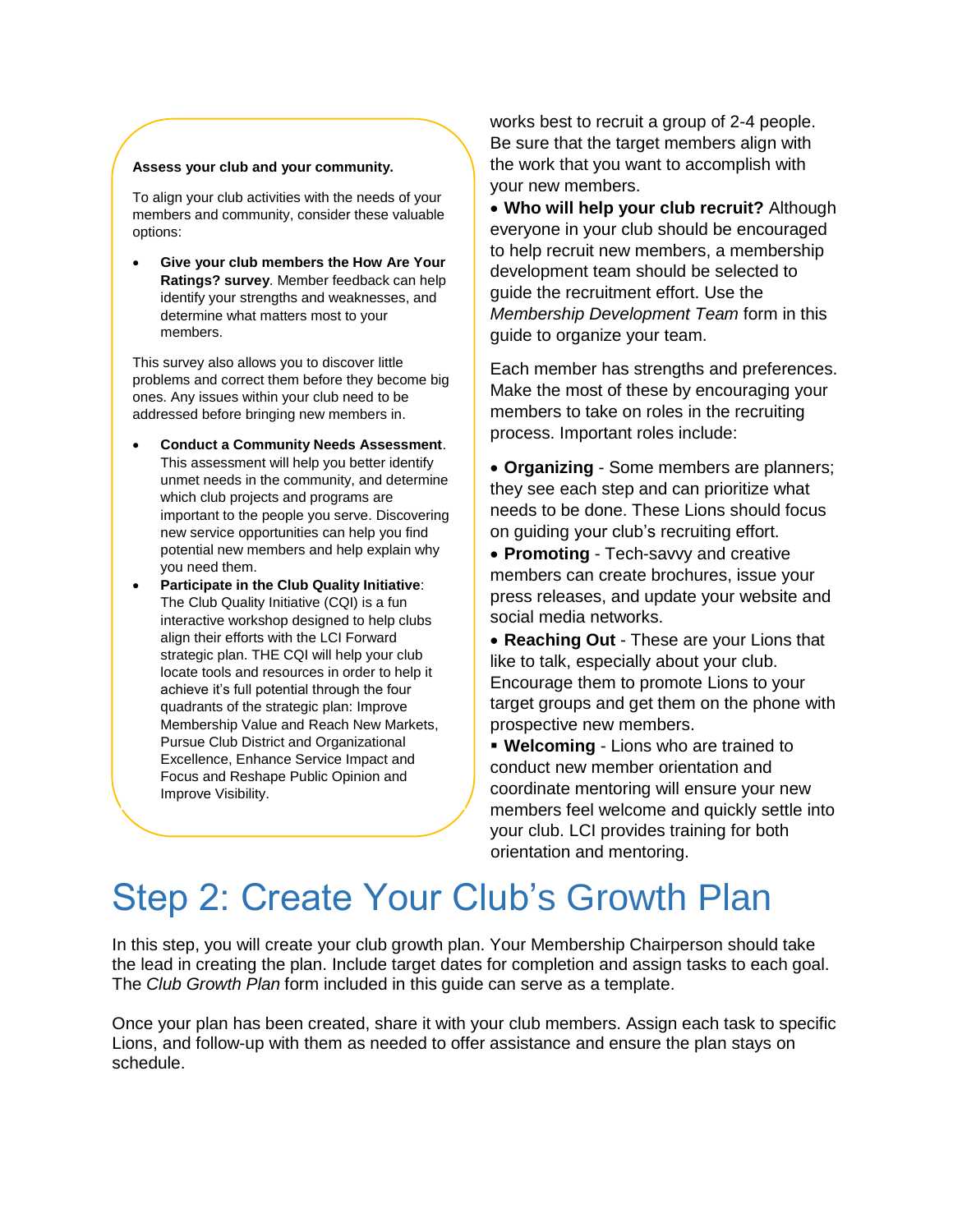**Assess your club and your community.**

To align your club activities with the needs of your members and community, consider these valuable options:

- **Give your club members the How Are Your Ratings? survey**. Member feedback can help identify your strengths and weaknesses, and determine what matters most to your members.

This survey also allows you to discover little problems and correct them before they become big ones. Any issues within your club need to be addressed before bringing new members in.

- **Conduct a Community Needs Assessment**. This assessment will help you better identify unmet needs in the community, and determine which club projects and programs are important to the people you serve. Discovering new service opportunities can help you find potential new members and help explain why you need them.
- **Participate in the Club Quality Initiative**: The Club Quality Initiative (CQI) is a fun interactive workshop designed to help clubs align their efforts with the LCI Forward strategic plan. THE CQI will help your club locate tools and resources in order to help it achieve it's full potential through the four quadrants of the strategic plan: Improve Membership Value and Reach New Markets, Pursue Club District and Organizational Excellence, Enhance Service Impact and Focus and Reshape Public Opinion and Improve Visibility.

works best to recruit a group of 2-4 people. Be sure that the target members align with the work that you want to accomplish with your new members.

- **Who will help your club recruit?** Although everyone in your club should be encouraged to help recruit new members, a membership development team should be selected to guide the recruitment effort. Use the *Membership Development Team* form in this guide to organize your team.

Each member has strengths and preferences. Make the most of these by encouraging your members to take on roles in the recruiting process. Important roles include:

- **Organizing** - Some members are planners; they see each step and can prioritize what needs to be done. These Lions should focus on guiding your club's recruiting effort.
- **Promoting** - Tech-savvy and creative members can create brochures, issue your press releases, and update your website and social media networks.
- **Reaching Out** - These are your Lions that like to talk, especially about your club. Encourage them to promote Lions to your target groups and get them on the phone with prospective new members.
- **Welcoming** - Lions who are trained to conduct new member orientation and coordinate mentoring will ensure your new members feel welcome and quickly settle into your club. LCI provides training for both orientation and mentoring.

# Step 2: Create Your Club's Growth Plan

In this step, you will create your club growth plan. Your Membership Chairperson should take the lead in creating the plan. Include target dates for completion and assign tasks to each goal. The *Club Growth Plan* form included in this guide can serve as a template.

Once your plan has been created, share it with your club members. Assign each task to specific Lions, and follow-up with them as needed to offer assistance and ensure the plan stays on schedule.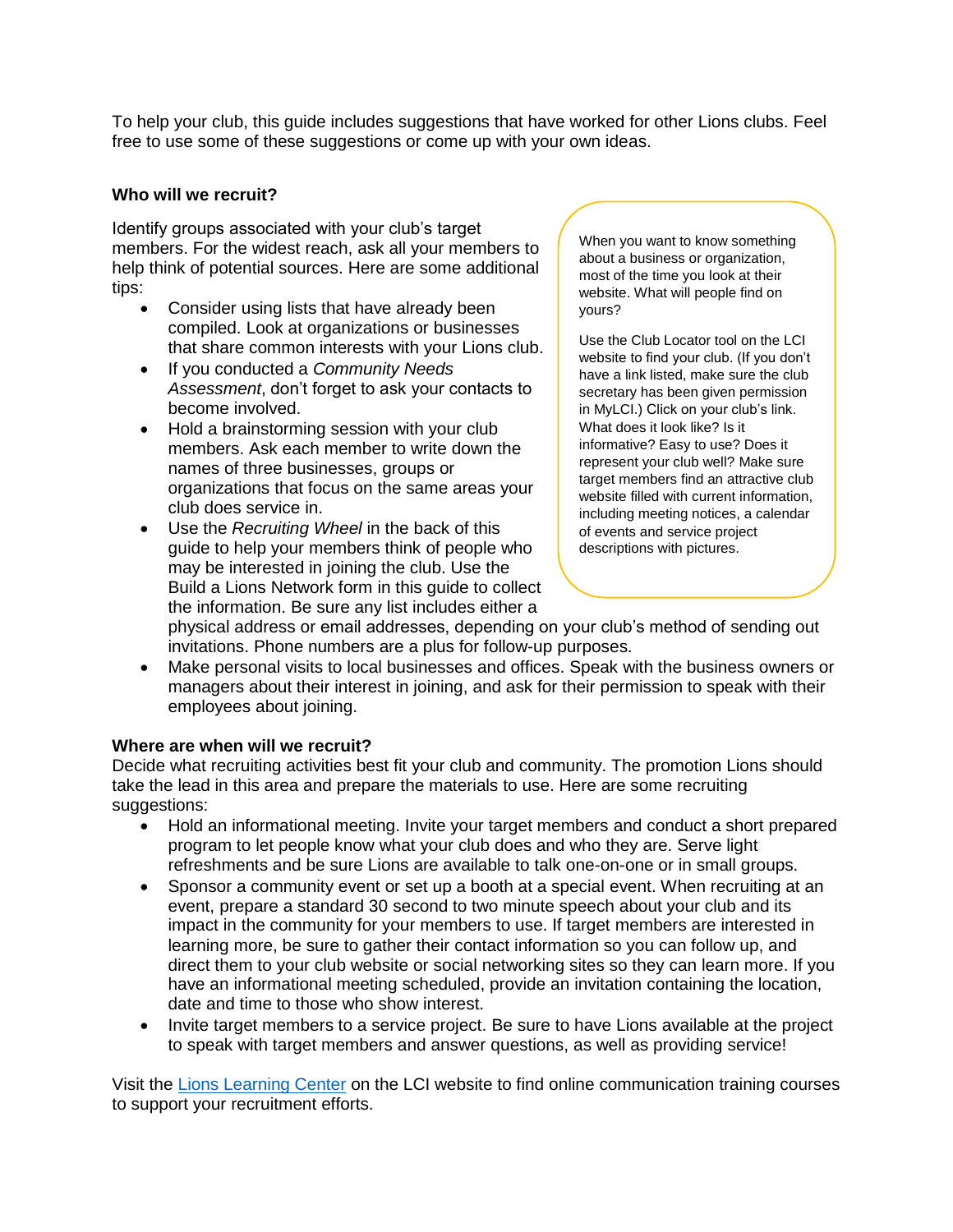To help your club, this guide includes suggestions that have worked for other Lions clubs. Feel free to use some of these suggestions or come up with your own ideas.

**Who will we recruit?**

Identify groups associated with your club's target members. For the widest reach, ask all your members to help think of potential sources. Here are some additional tips:

- Consider using lists that have already been compiled. Look at organizations or businesses that share common interests with your Lions club.
- If you conducted a *Community Needs Assessment*, don't forget to ask your contacts to become involved.
- Hold a brainstorming session with your club members. Ask each member to write down the names of three businesses, groups or organizations that focus on the same areas your club does service in.
- Use the *Recruiting Wheel* in the back of this guide to help your members think of people who may be interested in joining the club. Use the Build a Lions Network form in this guide to collect the information. Be sure any list includes either a physical address or email addresses, depending on your club's method of sending out invitations. Phone numbers are a plus for follow-up purposes.
- Make personal visits to local businesses and offices. Speak with the business owners or managers about their interest in joining, and ask for their permission to speak with their employees about joining.

> When you want to know something about a business or organization, most of the time you look at their website. What will people find on yours?
>
> Use the Club Locator tool on the LCI website to find your club. (If you don't have a link listed, make sure the club secretary has been given permission in MyLCI.) Click on your club's link. What does it look like? Is it informative? Easy to use? Does it represent your club well? Make sure target members find an attractive club website filled with current information, including meeting notices, a calendar of events and service project descriptions with pictures.

**Where are when will we recruit?**

Decide what recruiting activities best fit your club and community. The promotion Lions should take the lead in this area and prepare the materials to use. Here are some recruiting suggestions:

- Hold an informational meeting. Invite your target members and conduct a short prepared program to let people know what your club does and who they are. Serve light refreshments and be sure Lions are available to talk one-on-one or in small groups.
- Sponsor a community event or set up a booth at a special event. When recruiting at an event, prepare a standard 30 second to two minute speech about your club and its impact in the community for your members to use. If target members are interested in learning more, be sure to gather their contact information so you can follow up, and direct them to your club website or social networking sites so they can learn more. If you have an informational meeting scheduled, provide an invitation containing the location, date and time to those who show interest.
- Invite target members to a service project. Be sure to have Lions available at the project to speak with target members and answer questions, as well as providing service!

Visit the Lions Learning Center on the LCI website to find online communication training courses to support your recruitment efforts.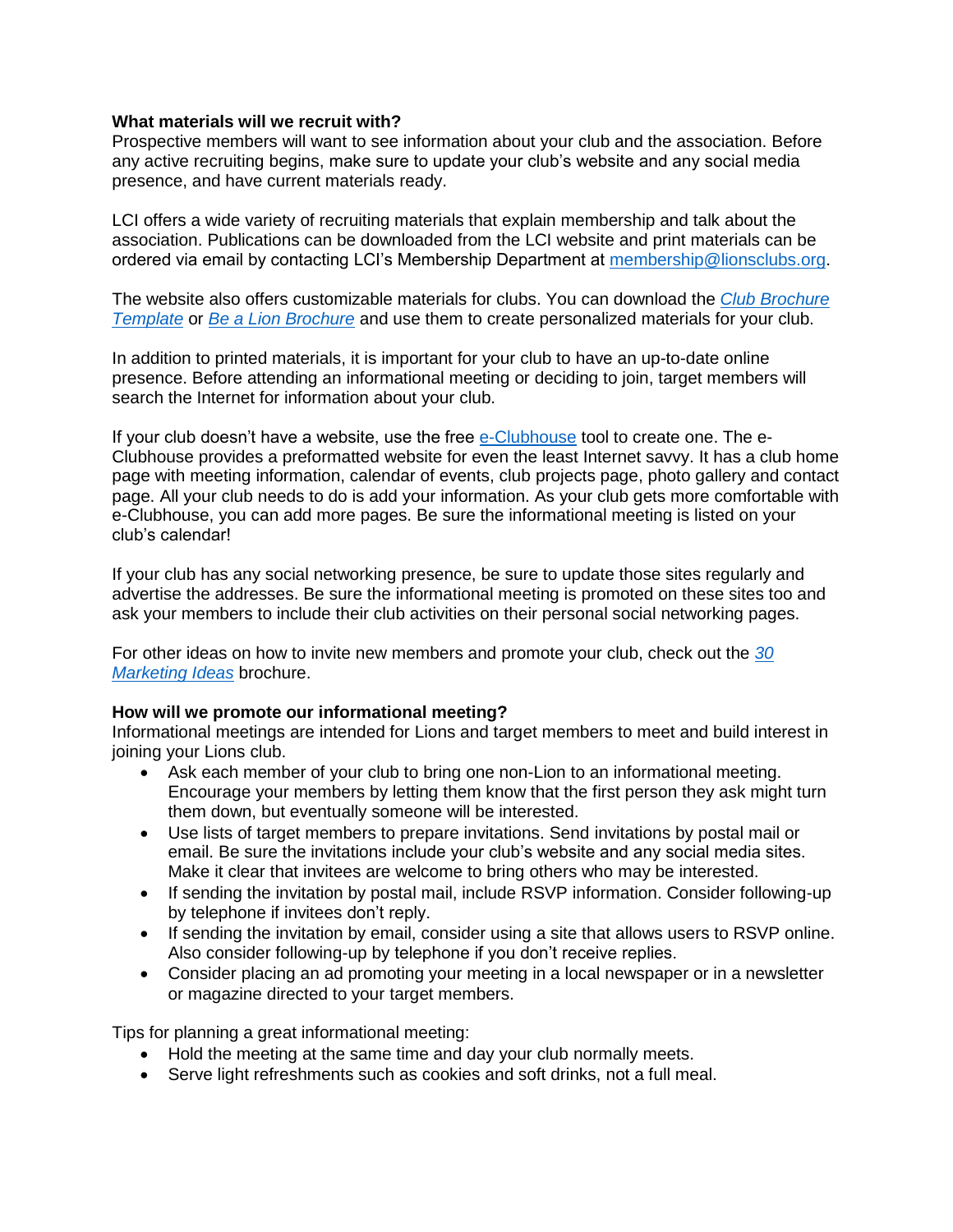**What materials will we recruit with?**

Prospective members will want to see information about your club and the association. Before any active recruiting begins, make sure to update your club's website and any social media presence, and have current materials ready.

LCI offers a wide variety of recruiting materials that explain membership and talk about the association. Publications can be downloaded from the LCI website and print materials can be ordered via email by contacting LCI's Membership Department at membership@lionsclubs.org.

The website also offers customizable materials for clubs. You can download the *Club Brochure Template* or *Be a Lion Brochure* and use them to create personalized materials for your club.

In addition to printed materials, it is important for your club to have an up-to-date online presence. Before attending an informational meeting or deciding to join, target members will search the Internet for information about your club.

If your club doesn't have a website, use the free e-Clubhouse tool to create one. The e-Clubhouse provides a preformatted website for even the least Internet savvy. It has a club home page with meeting information, calendar of events, club projects page, photo gallery and contact page. All your club needs to do is add your information. As your club gets more comfortable with e-Clubhouse, you can add more pages. Be sure the informational meeting is listed on your club's calendar!

If your club has any social networking presence, be sure to update those sites regularly and advertise the addresses. Be sure the informational meeting is promoted on these sites too and ask your members to include their club activities on their personal social networking pages.

For other ideas on how to invite new members and promote your club, check out the *30 Marketing Ideas* brochure.

**How will we promote our informational meeting?**

Informational meetings are intended for Lions and target members to meet and build interest in joining your Lions club.

- Ask each member of your club to bring one non-Lion to an informational meeting. Encourage your members by letting them know that the first person they ask might turn them down, but eventually someone will be interested.
- Use lists of target members to prepare invitations. Send invitations by postal mail or email. Be sure the invitations include your club's website and any social media sites. Make it clear that invitees are welcome to bring others who may be interested.
- If sending the invitation by postal mail, include RSVP information. Consider following-up by telephone if invitees don't reply.
- If sending the invitation by email, consider using a site that allows users to RSVP online. Also consider following-up by telephone if you don't receive replies.
- Consider placing an ad promoting your meeting in a local newspaper or in a newsletter or magazine directed to your target members.

Tips for planning a great informational meeting:

- Hold the meeting at the same time and day your club normally meets.
- Serve light refreshments such as cookies and soft drinks, not a full meal.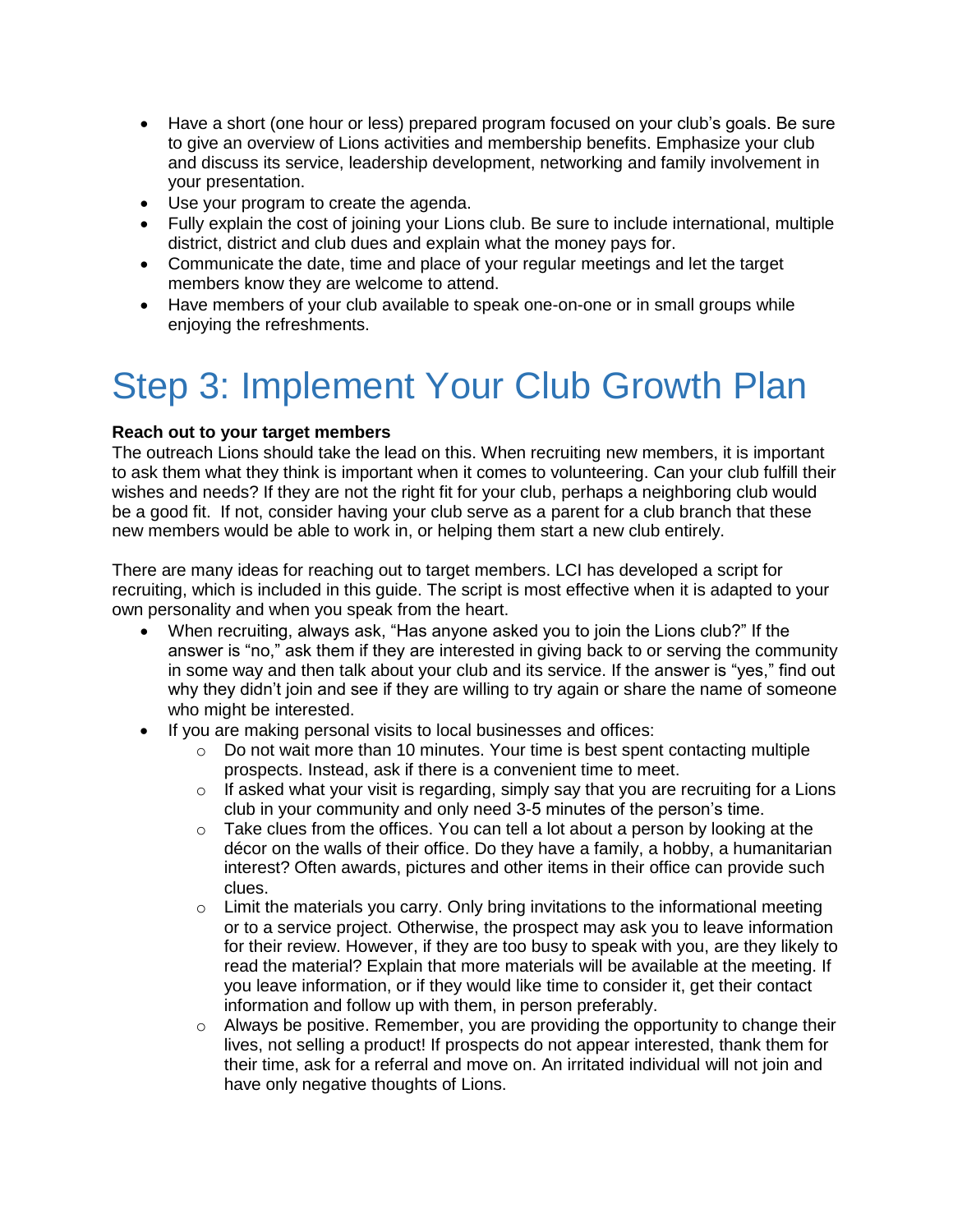- Have a short (one hour or less) prepared program focused on your club's goals. Be sure to give an overview of Lions activities and membership benefits. Emphasize your club and discuss its service, leadership development, networking and family involvement in your presentation.
- Use your program to create the agenda.
- Fully explain the cost of joining your Lions club. Be sure to include international, multiple district, district and club dues and explain what the money pays for.
- Communicate the date, time and place of your regular meetings and let the target members know they are welcome to attend.
- Have members of your club available to speak one-on-one or in small groups while enjoying the refreshments.

# Step 3: Implement Your Club Growth Plan

**Reach out to your target members**

The outreach Lions should take the lead on this. When recruiting new members, it is important to ask them what they think is important when it comes to volunteering. Can your club fulfill their wishes and needs? If they are not the right fit for your club, perhaps a neighboring club would be a good fit. If not, consider having your club serve as a parent for a club branch that these new members would be able to work in, or helping them start a new club entirely.

There are many ideas for reaching out to target members. LCI has developed a script for recruiting, which is included in this guide. The script is most effective when it is adapted to your own personality and when you speak from the heart.

- When recruiting, always ask, "Has anyone asked you to join the Lions club?" If the answer is "no," ask them if they are interested in giving back to or serving the community in some way and then talk about your club and its service. If the answer is "yes," find out why they didn't join and see if they are willing to try again or share the name of someone who might be interested.
- If you are making personal visits to local businesses and offices:
  - Do not wait more than 10 minutes. Your time is best spent contacting multiple prospects. Instead, ask if there is a convenient time to meet.
  - If asked what your visit is regarding, simply say that you are recruiting for a Lions club in your community and only need 3-5 minutes of the person's time.
  - Take clues from the offices. You can tell a lot about a person by looking at the décor on the walls of their office. Do they have a family, a hobby, a humanitarian interest? Often awards, pictures and other items in their office can provide such clues.
  - Limit the materials you carry. Only bring invitations to the informational meeting or to a service project. Otherwise, the prospect may ask you to leave information for their review. However, if they are too busy to speak with you, are they likely to read the material? Explain that more materials will be available at the meeting. If you leave information, or if they would like time to consider it, get their contact information and follow up with them, in person preferably.
  - Always be positive. Remember, you are providing the opportunity to change their lives, not selling a product! If prospects do not appear interested, thank them for their time, ask for a referral and move on. An irritated individual will not join and have only negative thoughts of Lions.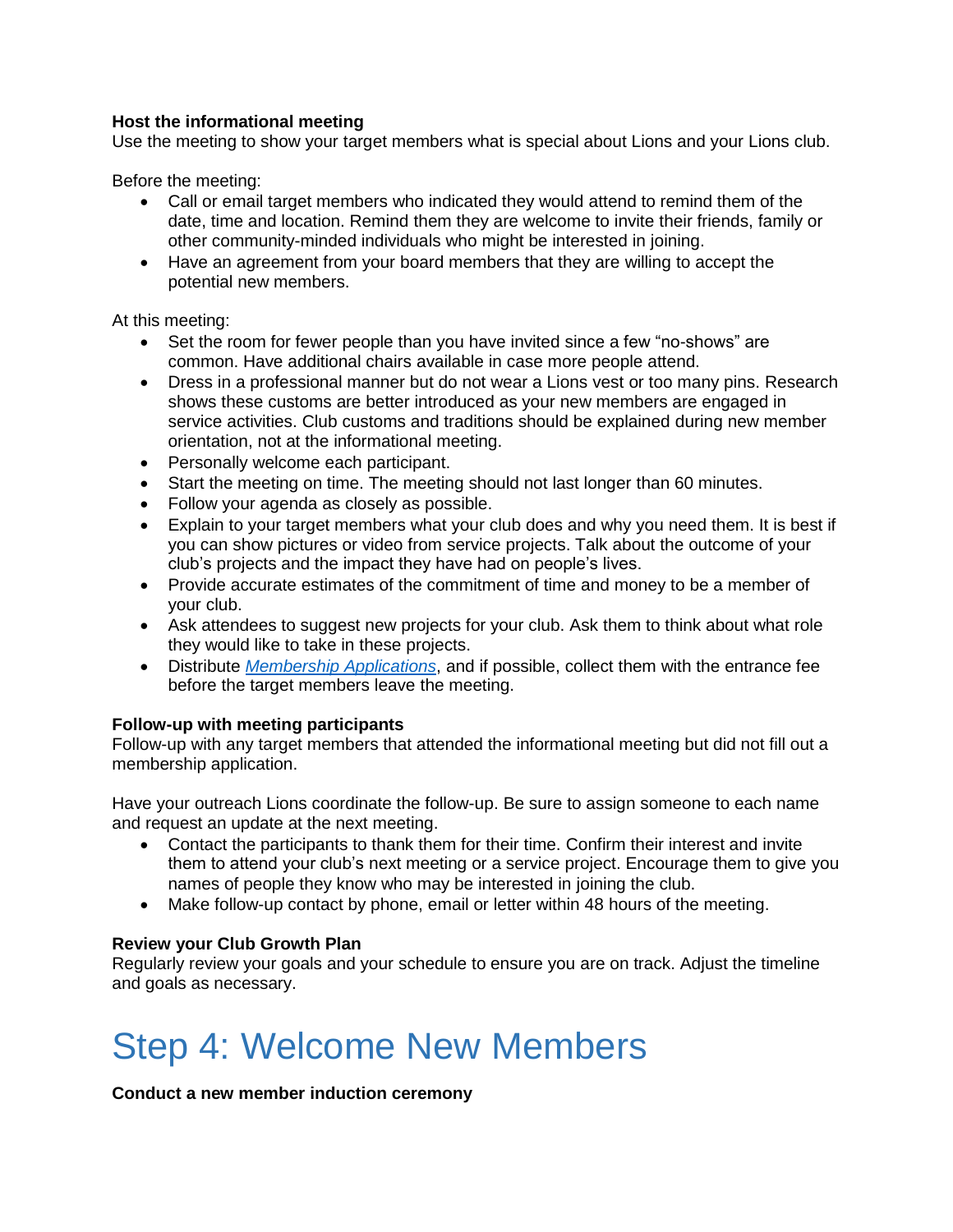**Host the informational meeting**

Use the meeting to show your target members what is special about Lions and your Lions club.

Before the meeting:

- Call or email target members who indicated they would attend to remind them of the date, time and location. Remind them they are welcome to invite their friends, family or other community-minded individuals who might be interested in joining.
- Have an agreement from your board members that they are willing to accept the potential new members.

At this meeting:

- Set the room for fewer people than you have invited since a few "no-shows" are common. Have additional chairs available in case more people attend.
- Dress in a professional manner but do not wear a Lions vest or too many pins. Research shows these customs are better introduced as your new members are engaged in service activities. Club customs and traditions should be explained during new member orientation, not at the informational meeting.
- Personally welcome each participant.
- Start the meeting on time. The meeting should not last longer than 60 minutes.
- Follow your agenda as closely as possible.
- Explain to your target members what your club does and why you need them. It is best if you can show pictures or video from service projects. Talk about the outcome of your club's projects and the impact they have had on people's lives.
- Provide accurate estimates of the commitment of time and money to be a member of your club.
- Ask attendees to suggest new projects for your club. Ask them to think about what role they would like to take in these projects.
- Distribute *Membership Applications*, and if possible, collect them with the entrance fee before the target members leave the meeting.

**Follow-up with meeting participants**

Follow-up with any target members that attended the informational meeting but did not fill out a membership application.

Have your outreach Lions coordinate the follow-up. Be sure to assign someone to each name and request an update at the next meeting.

- Contact the participants to thank them for their time. Confirm their interest and invite them to attend your club's next meeting or a service project. Encourage them to give you names of people they know who may be interested in joining the club.
- Make follow-up contact by phone, email or letter within 48 hours of the meeting.

**Review your Club Growth Plan**

Regularly review your goals and your schedule to ensure you are on track. Adjust the timeline and goals as necessary.

# Step 4: Welcome New Members

**Conduct a new member induction ceremony**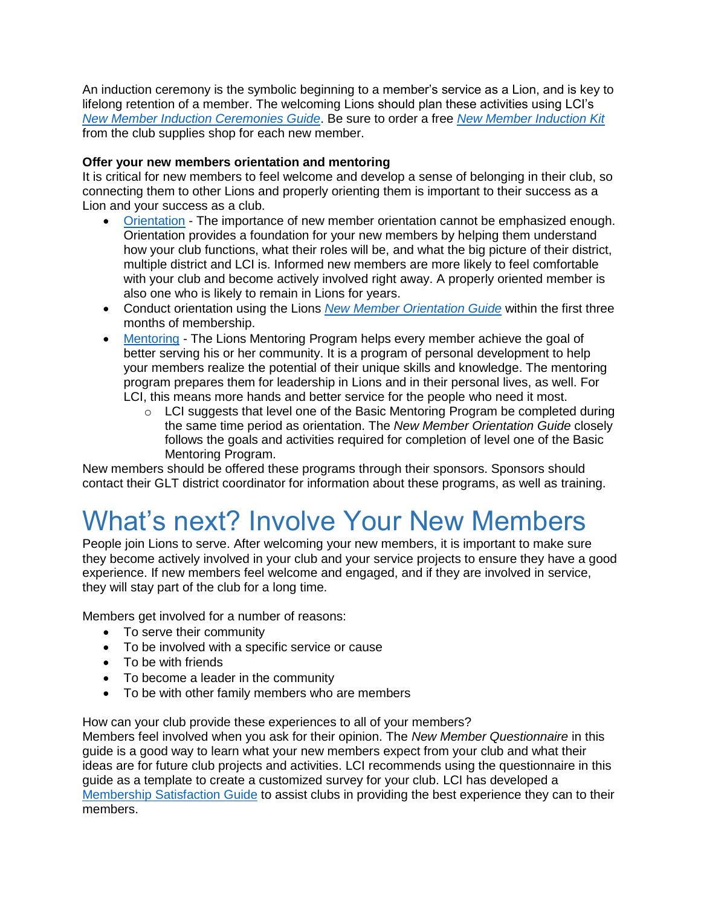An induction ceremony is the symbolic beginning to a member's service as a Lion, and is key to lifelong retention of a member. The welcoming Lions should plan these activities using LCI's *New Member Induction Ceremonies Guide*. Be sure to order a free *New Member Induction Kit* from the club supplies shop for each new member.

**Offer your new members orientation and mentoring**

It is critical for new members to feel welcome and develop a sense of belonging in their club, so connecting them to other Lions and properly orienting them is important to their success as a Lion and your success as a club.

- Orientation - The importance of new member orientation cannot be emphasized enough. Orientation provides a foundation for your new members by helping them understand how your club functions, what their roles will be, and what the big picture of their district, multiple district and LCI is. Informed new members are more likely to feel comfortable with your club and become actively involved right away. A properly oriented member is also one who is likely to remain in Lions for years.
- Conduct orientation using the Lions *New Member Orientation Guide* within the first three months of membership.
- Mentoring - The Lions Mentoring Program helps every member achieve the goal of better serving his or her community. It is a program of personal development to help your members realize the potential of their unique skills and knowledge. The mentoring program prepares them for leadership in Lions and in their personal lives, as well. For LCI, this means more hands and better service for the people who need it most.
  - LCI suggests that level one of the Basic Mentoring Program be completed during the same time period as orientation. The *New Member Orientation Guide* closely follows the goals and activities required for completion of level one of the Basic Mentoring Program.

New members should be offered these programs through their sponsors. Sponsors should contact their GLT district coordinator for information about these programs, as well as training.

# What's next? Involve Your New Members

People join Lions to serve. After welcoming your new members, it is important to make sure they become actively involved in your club and your service projects to ensure they have a good experience. If new members feel welcome and engaged, and if they are involved in service, they will stay part of the club for a long time.

Members get involved for a number of reasons:

- To serve their community
- To be involved with a specific service or cause
- To be with friends
- To become a leader in the community
- To be with other family members who are members

How can your club provide these experiences to all of your members?
Members feel involved when you ask for their opinion. The *New Member Questionnaire* in this guide is a good way to learn what your new members expect from your club and what their ideas are for future club projects and activities. LCI recommends using the questionnaire in this guide as a template to create a customized survey for your club. LCI has developed a Membership Satisfaction Guide to assist clubs in providing the best experience they can to their members.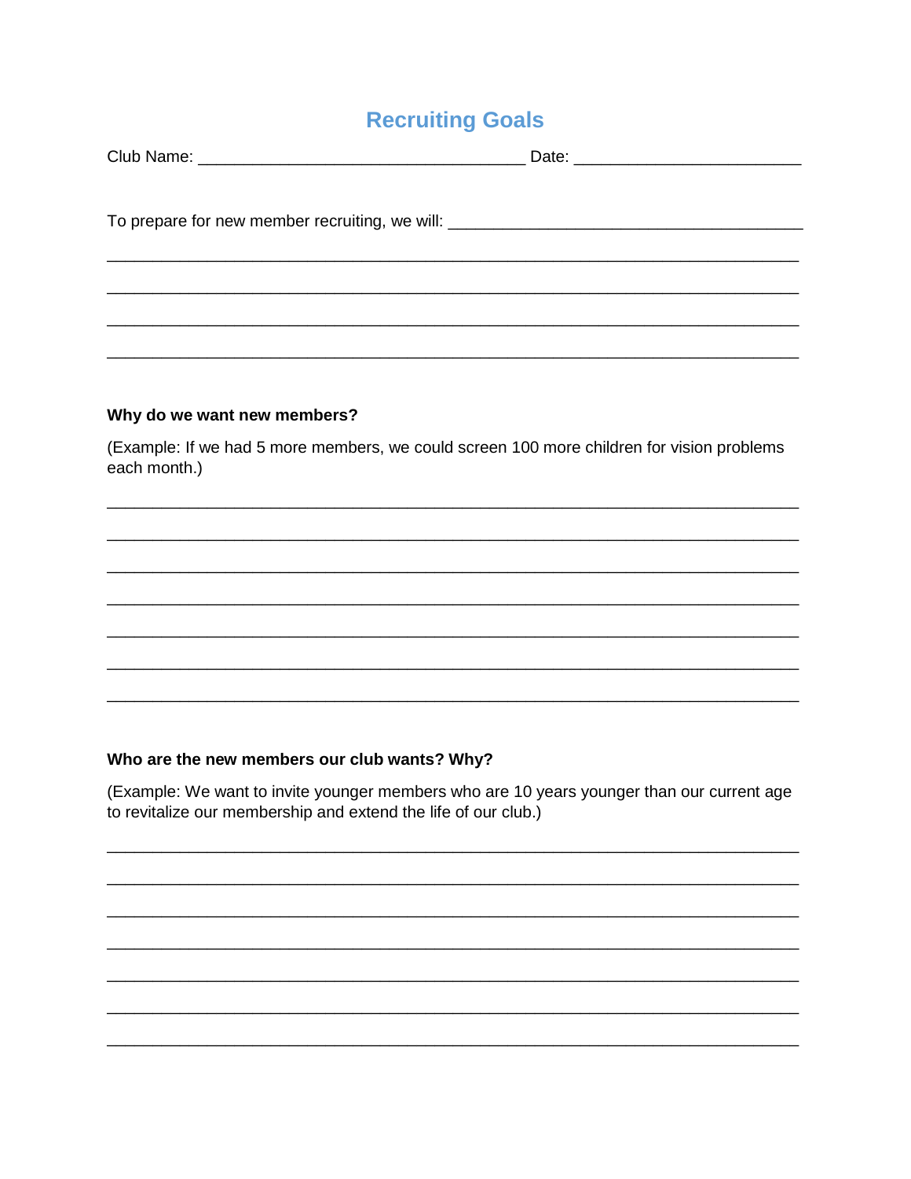# Recruiting Goals

Club Name: ___________________________________ Date: ________________________

To prepare for new member recruiting, we will: ______________________________________

___________________________________________________________________________

___________________________________________________________________________

___________________________________________________________________________

___________________________________________________________________________

**Why do we want new members?**

(Example: If we had 5 more members, we could screen 100 more children for vision problems each month.)

___________________________________________________________________________

___________________________________________________________________________

___________________________________________________________________________

___________________________________________________________________________

___________________________________________________________________________

___________________________________________________________________________

___________________________________________________________________________

**Who are the new members our club wants? Why?**

(Example: We want to invite younger members who are 10 years younger than our current age to revitalize our membership and extend the life of our club.)

___________________________________________________________________________

___________________________________________________________________________

___________________________________________________________________________

___________________________________________________________________________

___________________________________________________________________________

___________________________________________________________________________

___________________________________________________________________________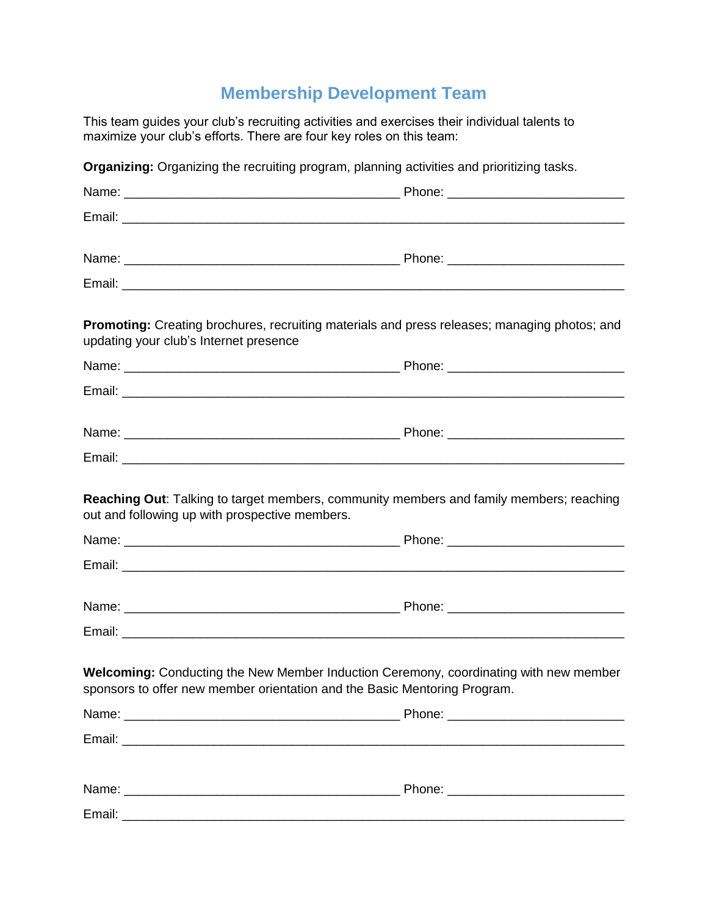# Membership Development Team

This team guides your club's recruiting activities and exercises their individual talents to maximize your club's efforts. There are four key roles on this team:

**Organizing:** Organizing the recruiting program, planning activities and prioritizing tasks.

Name: ________________________________________ Phone: _________________________

Email: __________________________________________________________________________

Name: ________________________________________ Phone: _________________________

Email: __________________________________________________________________________

**Promoting:** Creating brochures, recruiting materials and press releases; managing photos; and updating your club's Internet presence

Name: ________________________________________ Phone: _________________________

Email: __________________________________________________________________________

Name: ________________________________________ Phone: _________________________

Email: __________________________________________________________________________

**Reaching Out**: Talking to target members, community members and family members; reaching out and following up with prospective members.

Name: ________________________________________ Phone: _________________________

Email: __________________________________________________________________________

Name: ________________________________________ Phone: _________________________

Email: __________________________________________________________________________

**Welcoming:** Conducting the New Member Induction Ceremony, coordinating with new member sponsors to offer new member orientation and the Basic Mentoring Program.

Name: ________________________________________ Phone: _________________________

Email: __________________________________________________________________________

Name: ________________________________________ Phone: _________________________

Email: __________________________________________________________________________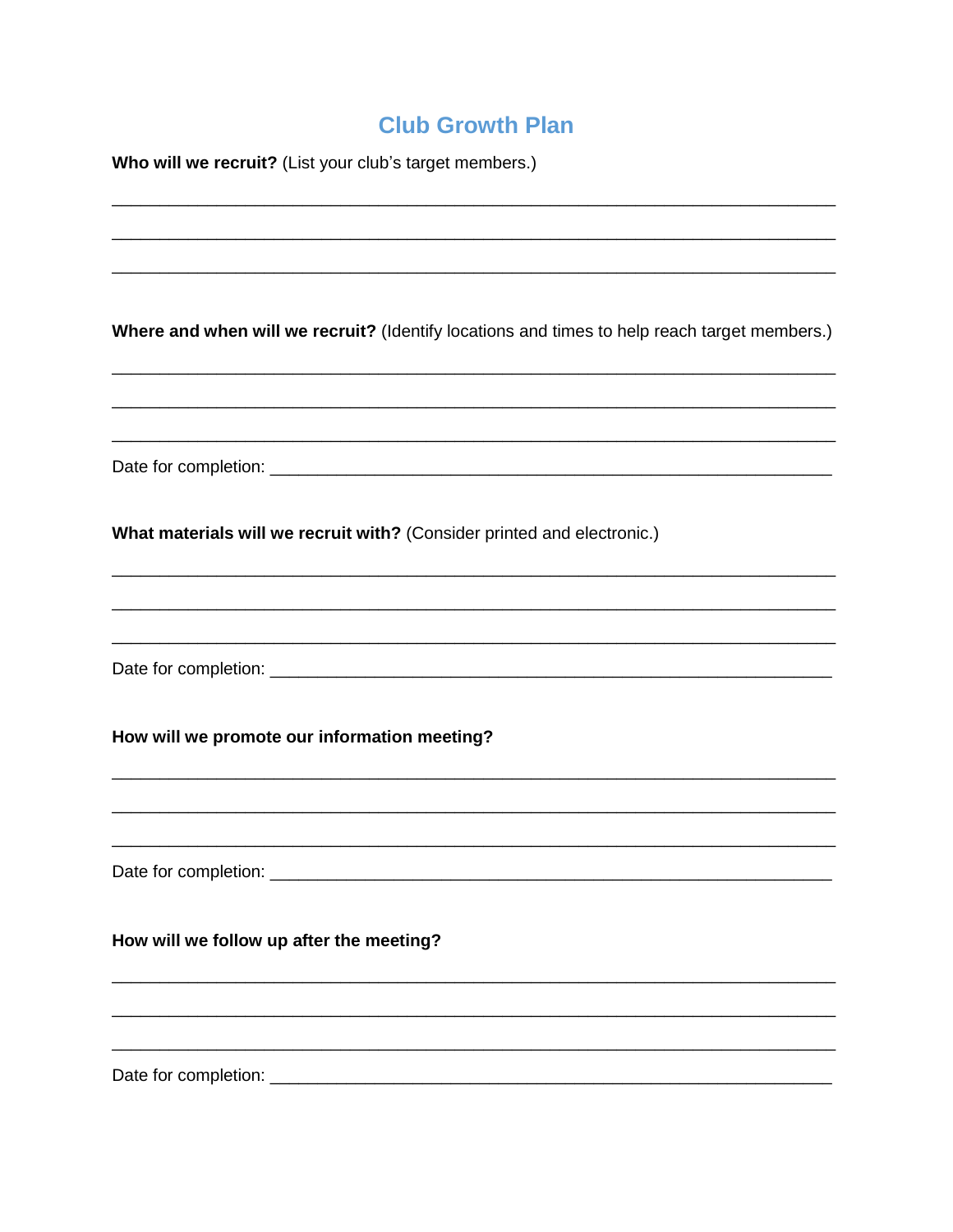# Club Growth Plan

**Who will we recruit?** (List your club's target members.)

______________________________________________________________________________

______________________________________________________________________________

______________________________________________________________________________

**Where and when will we recruit?** (Identify locations and times to help reach target members.)

______________________________________________________________________________

______________________________________________________________________________

______________________________________________________________________________

Date for completion: ____________________________________________________________

**What materials will we recruit with?** (Consider printed and electronic.)

______________________________________________________________________________

______________________________________________________________________________

______________________________________________________________________________

Date for completion: ____________________________________________________________

**How will we promote our information meeting?**

______________________________________________________________________________

______________________________________________________________________________

______________________________________________________________________________

Date for completion: ____________________________________________________________

**How will we follow up after the meeting?**

______________________________________________________________________________

______________________________________________________________________________

______________________________________________________________________________

Date for completion: ____________________________________________________________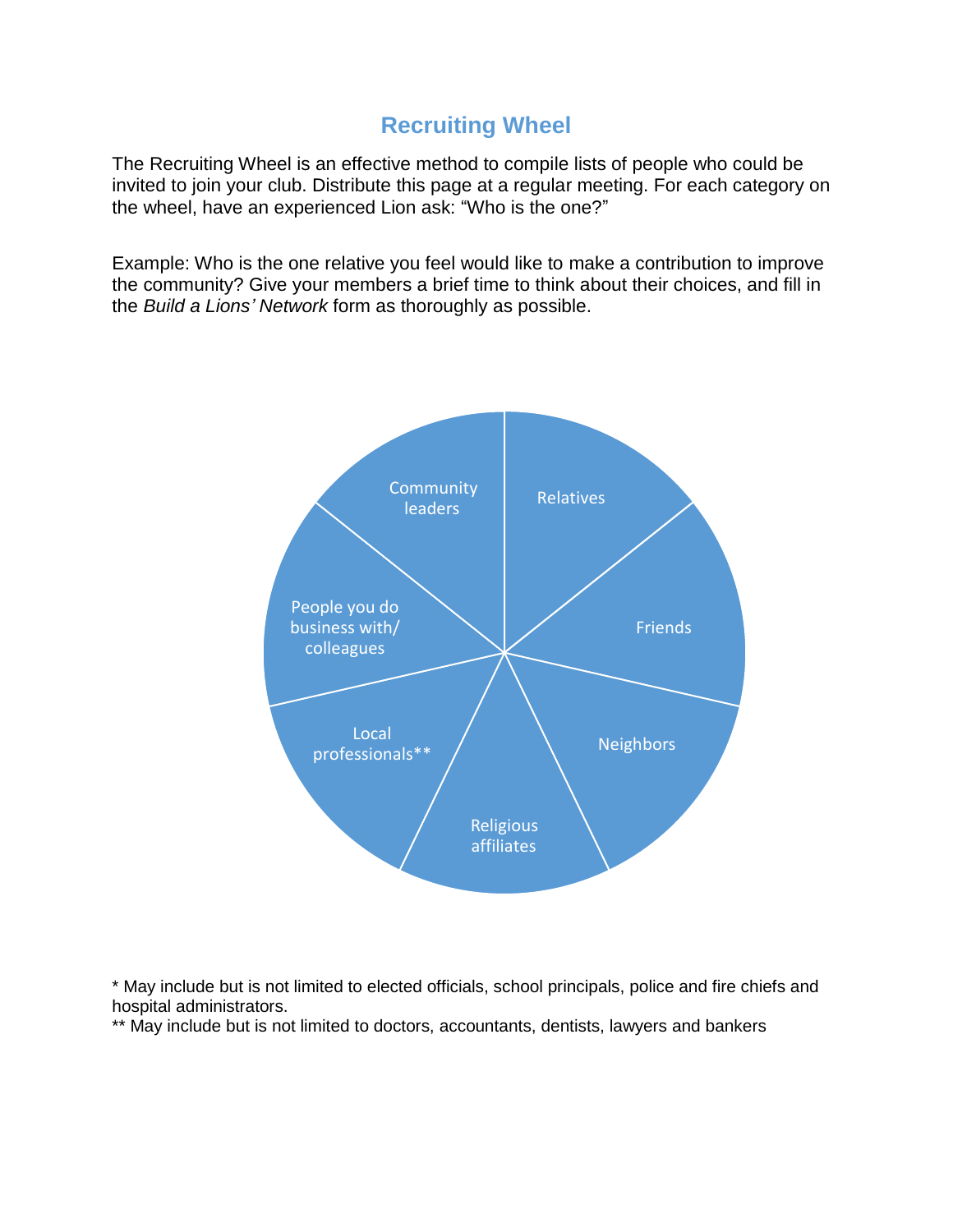## Recruiting Wheel

The Recruiting Wheel is an effective method to compile lists of people who could be invited to join your club. Distribute this page at a regular meeting. For each category on the wheel, have an experienced Lion ask: "Who is the one?"

Example: Who is the one relative you feel would like to make a contribution to improve the community? Give your members a brief time to think about their choices, and fill in the *Build a Lions' Network* form as thoroughly as possible.

- Relatives
- Friends
- Neighbors
- Religious affiliates
- Local professionals**
- People you do business with/ colleagues
- Community leaders

\* May include but is not limited to elected officials, school principals, police and fire chiefs and hospital administrators.

** May include but is not limited to doctors, accountants, dentists, lawyers and bankers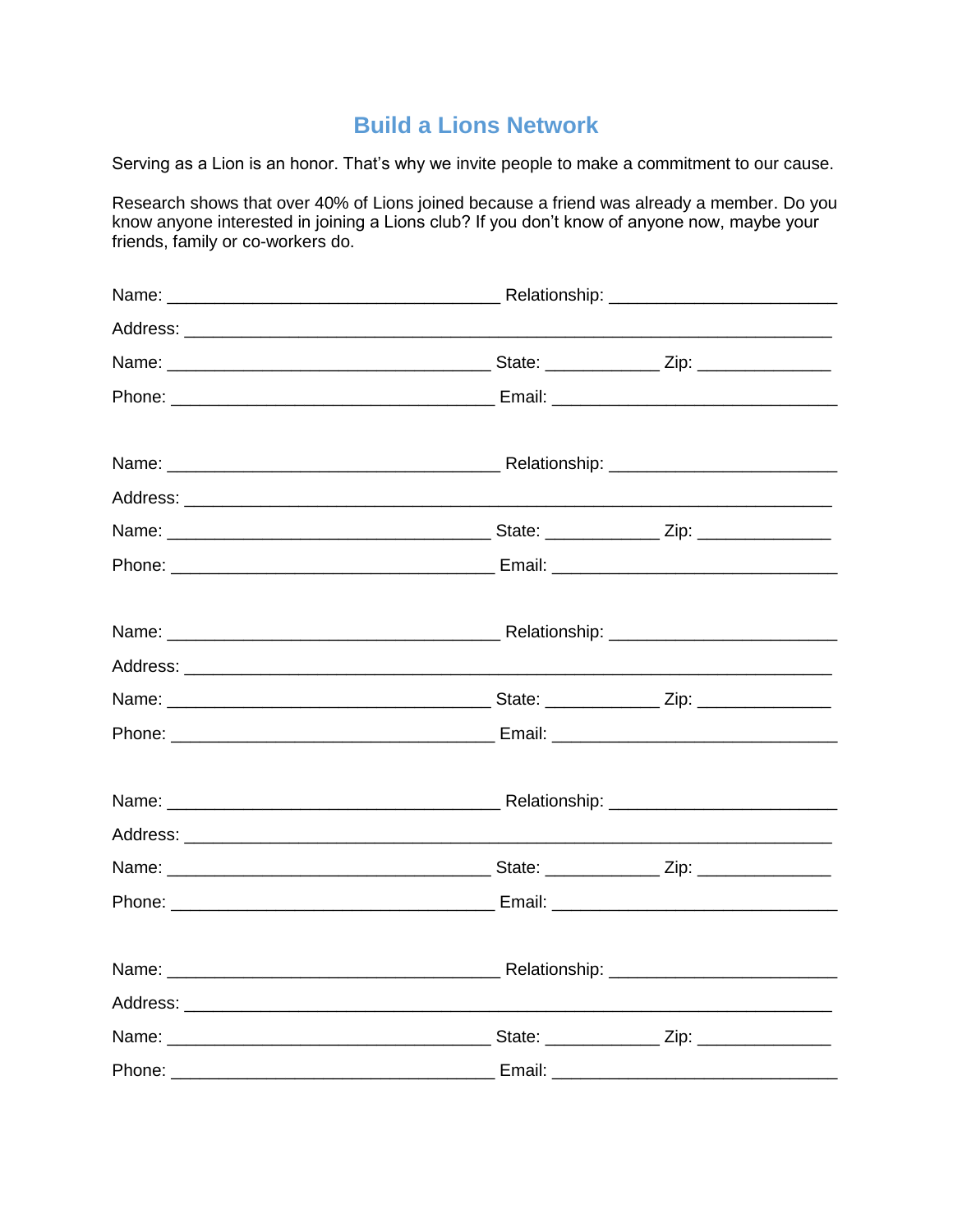# Build a Lions Network

Serving as a Lion is an honor. That's why we invite people to make a commitment to our cause.

Research shows that over 40% of Lions joined because a friend was already a member. Do you know anyone interested in joining a Lions club? If you don't know of anyone now, maybe your friends, family or co-workers do.

Name: ___________________________________ Relationship: ________________________

Address: ____________________________________________________________________

Name: __________________________________ State: ____________ Zip: ______________

Phone: __________________________________ Email: ______________________________

Name: ___________________________________ Relationship: ________________________

Address: ____________________________________________________________________

Name: __________________________________ State: ____________ Zip: ______________

Phone: __________________________________ Email: ______________________________

Name: ___________________________________ Relationship: ________________________

Address: ____________________________________________________________________

Name: __________________________________ State: ____________ Zip: ______________

Phone: __________________________________ Email: ______________________________

Name: ___________________________________ Relationship: ________________________

Address: ____________________________________________________________________

Name: __________________________________ State: ____________ Zip: ______________

Phone: __________________________________ Email: ______________________________

Name: ___________________________________ Relationship: ________________________

Address: ____________________________________________________________________

Name: __________________________________ State: ____________ Zip: ______________

Phone: __________________________________ Email: ______________________________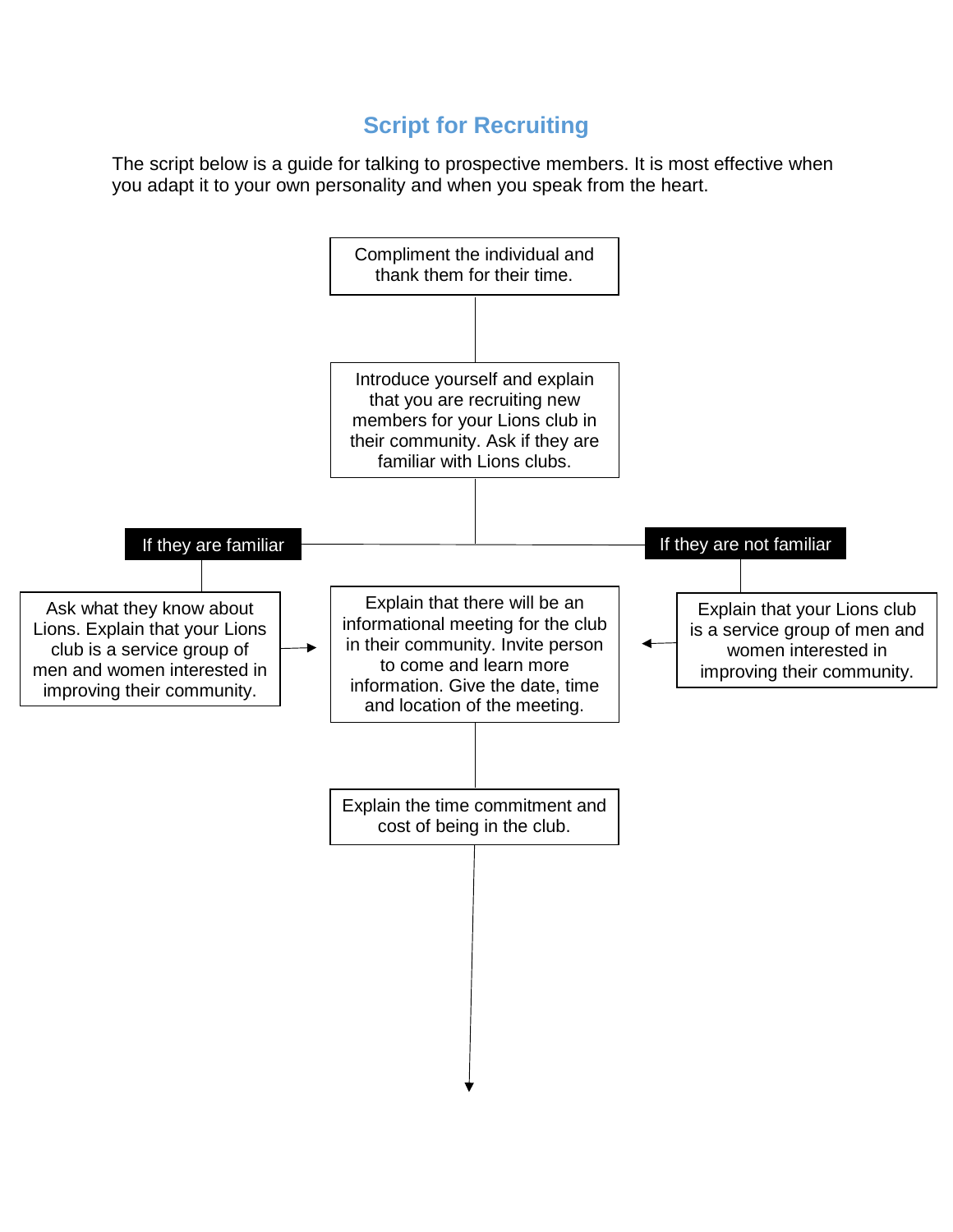## Script for Recruiting

The script below is a guide for talking to prospective members. It is most effective when you adapt it to your own personality and when you speak from the heart.

Compliment the individual and thank them for their time.

Introduce yourself and explain that you are recruiting new members for your Lions club in their community. Ask if they are familiar with Lions clubs.

**If they are familiar**

Ask what they know about Lions. Explain that your Lions club is a service group of men and women interested in improving their community.

**If they are not familiar**

Explain that your Lions club is a service group of men and women interested in improving their community.

Explain that there will be an informational meeting for the club in their community. Invite person to come and learn more information. Give the date, time and location of the meeting.

Explain the time commitment and cost of being in the club.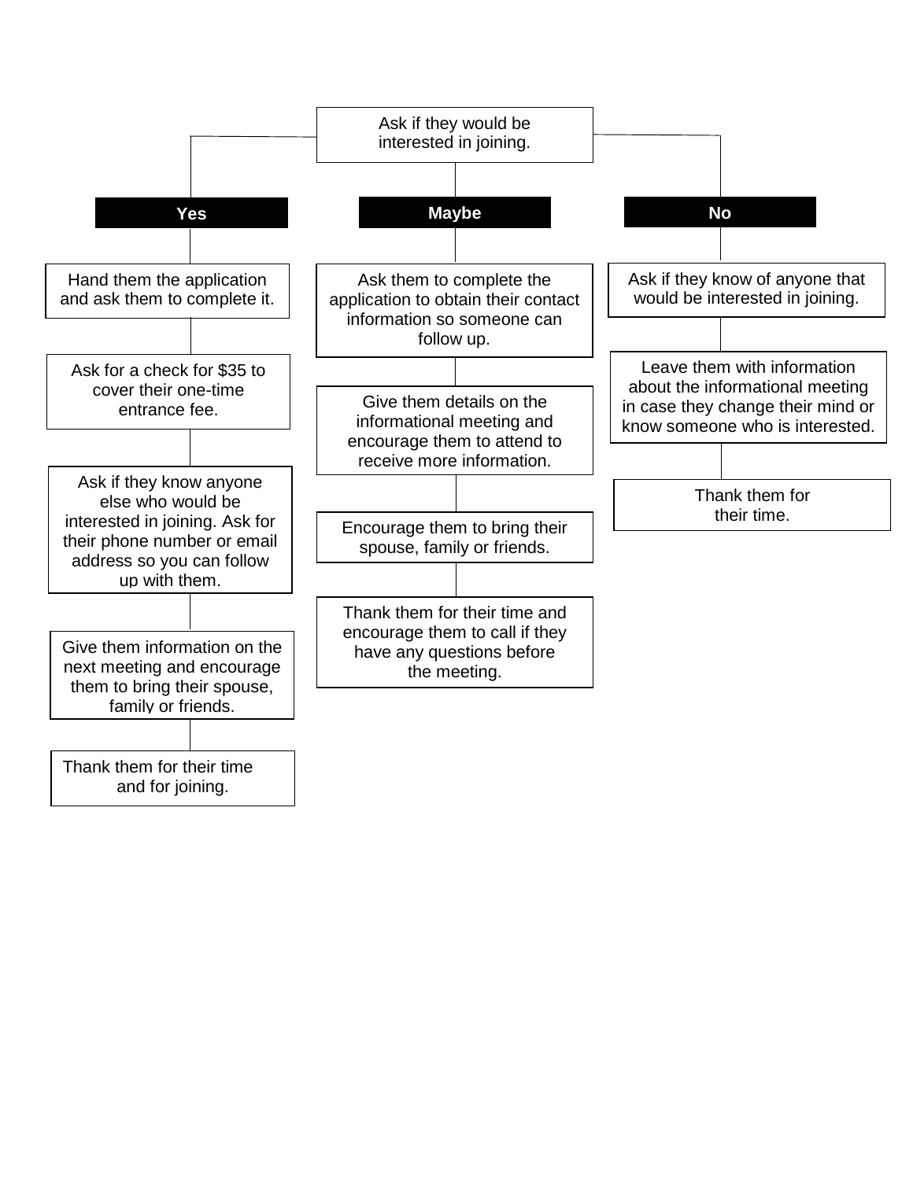Ask if they would be interested in joining.

**Yes**

- Hand them the application and ask them to complete it.
- Ask for a check for $35 to cover their one-time entrance fee.
- Ask if they know anyone else who would be interested in joining. Ask for their phone number or email address so you can follow up with them.
- Give them information on the next meeting and encourage them to bring their spouse, family or friends.
- Thank them for their time and for joining.

**Maybe**

- Ask them to complete the application to obtain their contact information so someone can follow up.
- Give them details on the informational meeting and encourage them to attend to receive more information.
- Encourage them to bring their spouse, family or friends.
- Thank them for their time and encourage them to call if they have any questions before the meeting.

**No**

- Ask if they know of anyone that would be interested in joining.
- Leave them with information about the informational meeting in case they change their mind or know someone who is interested.
- Thank them for their time.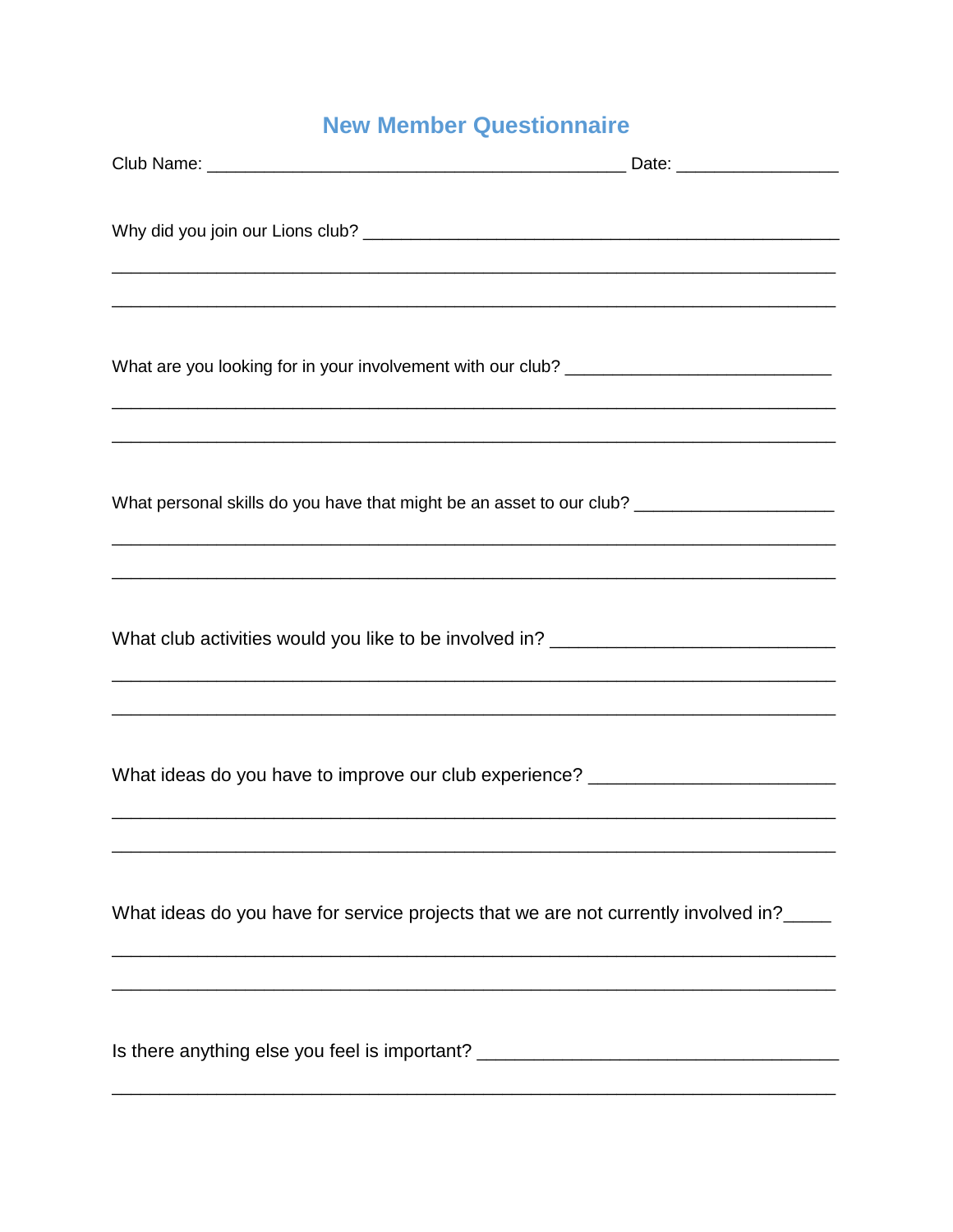# New Member Questionnaire

Club Name: ____________________________________________ Date: ________________

Why did you join our Lions club? _____________________________________________

______________________________________________________________________________

______________________________________________________________________________

What are you looking for in your involvement with our club? ___________________________

______________________________________________________________________________

______________________________________________________________________________

What personal skills do you have that might be an asset to our club? ____________________

______________________________________________________________________________

______________________________________________________________________________

What club activities would you like to be involved in? ___________________________

______________________________________________________________________________

______________________________________________________________________________

What ideas do you have to improve our club experience? ________________________

______________________________________________________________________________

______________________________________________________________________________

What ideas do you have for service projects that we are not currently involved in?_____

______________________________________________________________________________

______________________________________________________________________________

Is there anything else you feel is important? ___________________________________

______________________________________________________________________________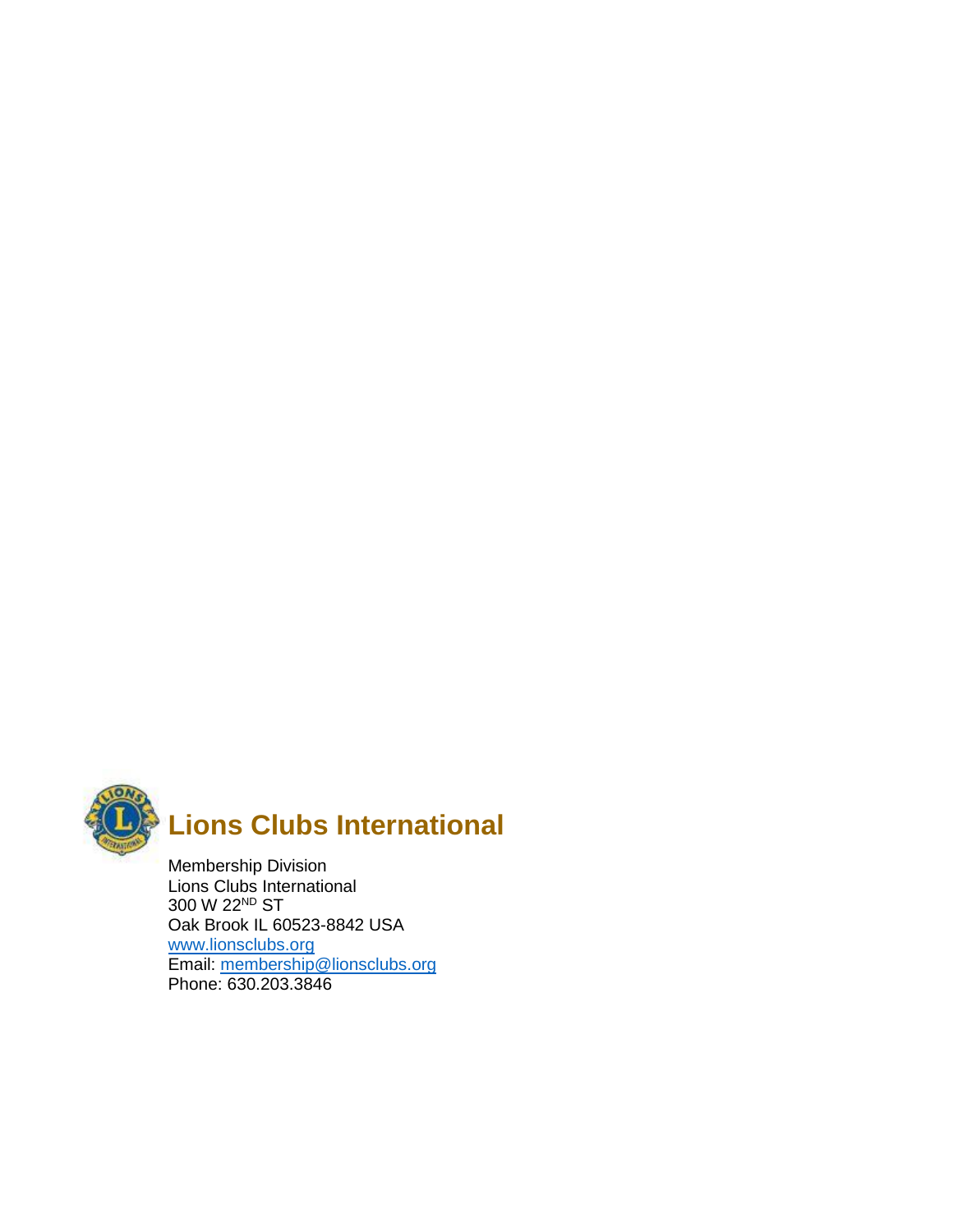**Lions Clubs International**

Membership Division
Lions Clubs International
300 W 22ND ST
Oak Brook IL 60523-8842 USA
www.lionsclubs.org
Email: membership@lionsclubs.org
Phone: 630.203.3846